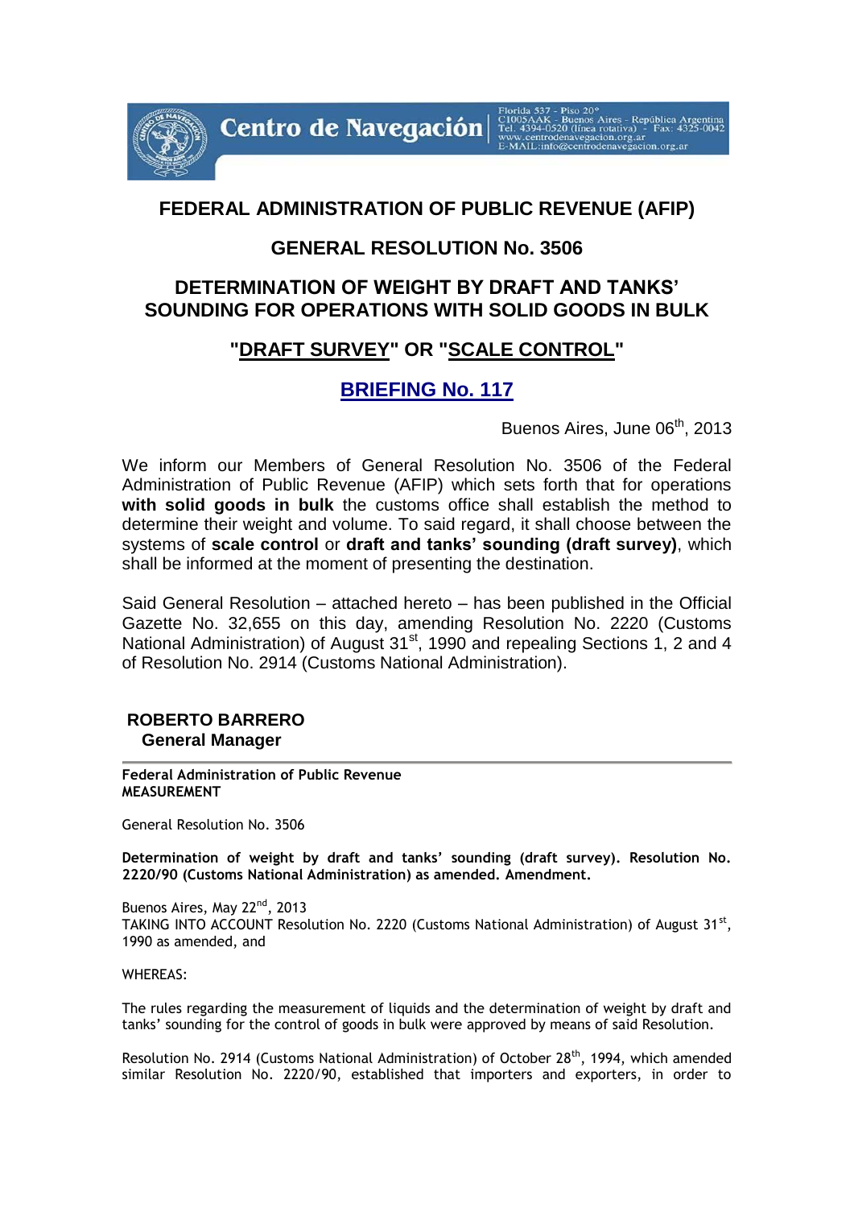**Centro de Navegación** | Florida 537 - Piso 20° C1005AAK - Buenos Aires - República Argentina Tel. 4394-0520 (línea rotativa) - Fax: 4325-0042 www.centrodenavegacion.org.ar E-MAIL:info@centrodenavegacion.org.ar

# FEDERAL ADMINISTRATION OF PUBLIC REVENUE (AFIP)

## GENERAL RESOLUTION No. 3506

## DETERMINATION OF WEIGHT BY DRAFT AND TANKS' SOUNDING FOR OPERATIONS WITH SOLID GOODS IN BULK

## "DRAFT SURVEY" OR "SCALE CONTROL"

## BRIEFING No. 117

Buenos Aires, June 06th, 2013

We inform our Members of General Resolution No. 3506 of the Federal Administration of Public Revenue (AFIP) which sets forth that for operations **with solid goods in bulk** the customs office shall establish the method to determine their weight and volume. To said regard, it shall choose between the systems of **scale control** or **draft and tanks' sounding (draft survey)**, which shall be informed at the moment of presenting the destination.

Said General Resolution – attached hereto – has been published in the Official Gazette No. 32,655 on this day, amending Resolution No. 2220 (Customs National Administration) of August 31st, 1990 and repealing Sections 1, 2 and 4 of Resolution No. 2914 (Customs National Administration).

**ROBERTO BARRERO**
**General Manager**

---

**Federal Administration of Public Revenue**
**MEASUREMENT**

General Resolution No. 3506

**Determination of weight by draft and tanks' sounding (draft survey). Resolution No. 2220/90 (Customs National Administration) as amended. Amendment.**

Buenos Aires, May 22nd, 2013
TAKING INTO ACCOUNT Resolution No. 2220 (Customs National Administration) of August 31st, 1990 as amended, and

WHEREAS:

The rules regarding the measurement of liquids and the determination of weight by draft and tanks' sounding for the control of goods in bulk were approved by means of said Resolution.

Resolution No. 2914 (Customs National Administration) of October 28th, 1994, which amended similar Resolution No. 2220/90, established that importers and exporters, in order to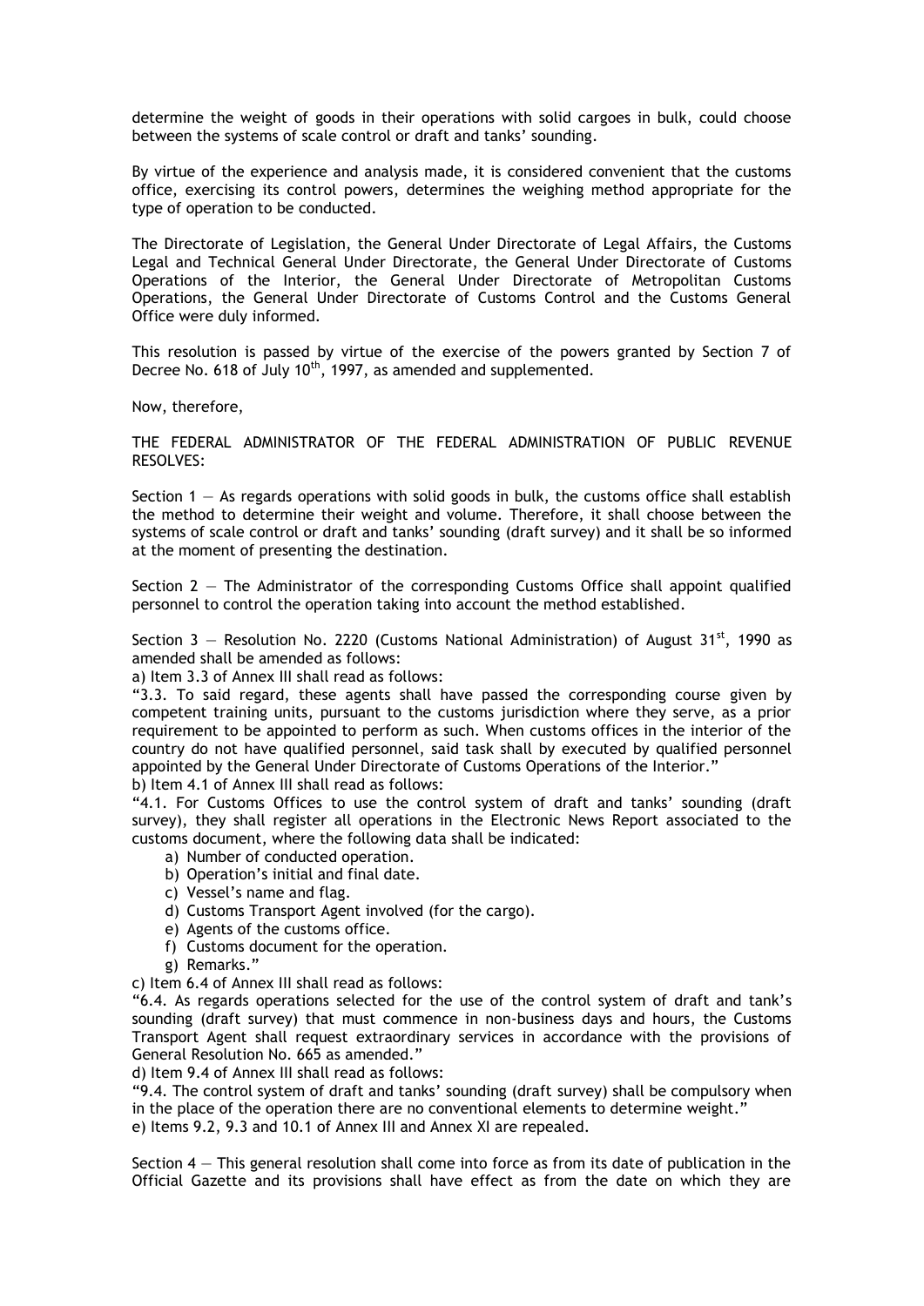determine the weight of goods in their operations with solid cargoes in bulk, could choose between the systems of scale control or draft and tanks' sounding.

By virtue of the experience and analysis made, it is considered convenient that the customs office, exercising its control powers, determines the weighing method appropriate for the type of operation to be conducted.

The Directorate of Legislation, the General Under Directorate of Legal Affairs, the Customs Legal and Technical General Under Directorate, the General Under Directorate of Customs Operations of the Interior, the General Under Directorate of Metropolitan Customs Operations, the General Under Directorate of Customs Control and the Customs General Office were duly informed.

This resolution is passed by virtue of the exercise of the powers granted by Section 7 of Decree No. 618 of July 10th, 1997, as amended and supplemented.

Now, therefore,

THE FEDERAL ADMINISTRATOR OF THE FEDERAL ADMINISTRATION OF PUBLIC REVENUE RESOLVES:

Section 1 — As regards operations with solid goods in bulk, the customs office shall establish the method to determine their weight and volume. Therefore, it shall choose between the systems of scale control or draft and tanks' sounding (draft survey) and it shall be so informed at the moment of presenting the destination.

Section 2 — The Administrator of the corresponding Customs Office shall appoint qualified personnel to control the operation taking into account the method established.

Section 3 — Resolution No. 2220 (Customs National Administration) of August 31st, 1990 as amended shall be amended as follows:

a) Item 3.3 of Annex III shall read as follows:

"3.3. To said regard, these agents shall have passed the corresponding course given by competent training units, pursuant to the customs jurisdiction where they serve, as a prior requirement to be appointed to perform as such. When customs offices in the interior of the country do not have qualified personnel, said task shall by executed by qualified personnel appointed by the General Under Directorate of Customs Operations of the Interior."

b) Item 4.1 of Annex III shall read as follows:

"4.1. For Customs Offices to use the control system of draft and tanks' sounding (draft survey), they shall register all operations in the Electronic News Report associated to the customs document, where the following data shall be indicated:

a) Number of conducted operation.
b) Operation's initial and final date.
c) Vessel's name and flag.
d) Customs Transport Agent involved (for the cargo).
e) Agents of the customs office.
f) Customs document for the operation.
g) Remarks."

c) Item 6.4 of Annex III shall read as follows:

"6.4. As regards operations selected for the use of the control system of draft and tank's sounding (draft survey) that must commence in non-business days and hours, the Customs Transport Agent shall request extraordinary services in accordance with the provisions of General Resolution No. 665 as amended."

d) Item 9.4 of Annex III shall read as follows:

"9.4. The control system of draft and tanks' sounding (draft survey) shall be compulsory when in the place of the operation there are no conventional elements to determine weight."

e) Items 9.2, 9.3 and 10.1 of Annex III and Annex XI are repealed.

Section 4 — This general resolution shall come into force as from its date of publication in the Official Gazette and its provisions shall have effect as from the date on which they are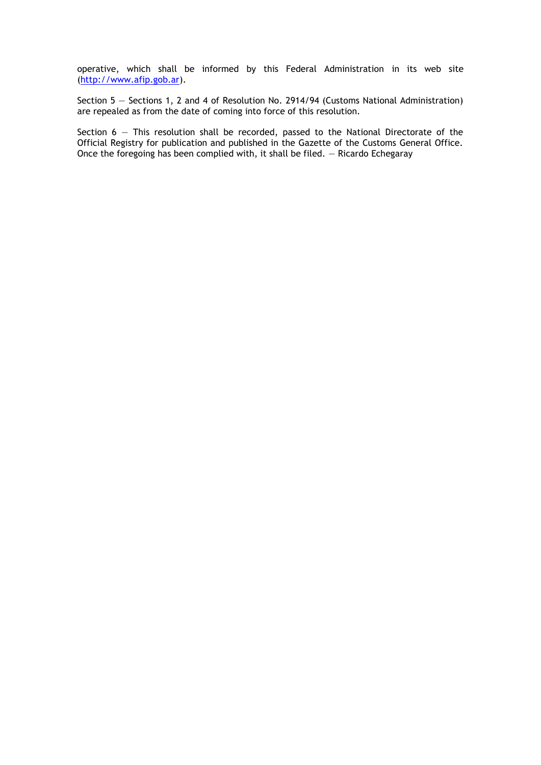operative, which shall be informed by this Federal Administration in its web site (http://www.afip.gob.ar).

Section 5 — Sections 1, 2 and 4 of Resolution No. 2914/94 (Customs National Administration) are repealed as from the date of coming into force of this resolution.

Section 6 — This resolution shall be recorded, passed to the National Directorate of the Official Registry for publication and published in the Gazette of the Customs General Office. Once the foregoing has been complied with, it shall be filed. — Ricardo Echegaray